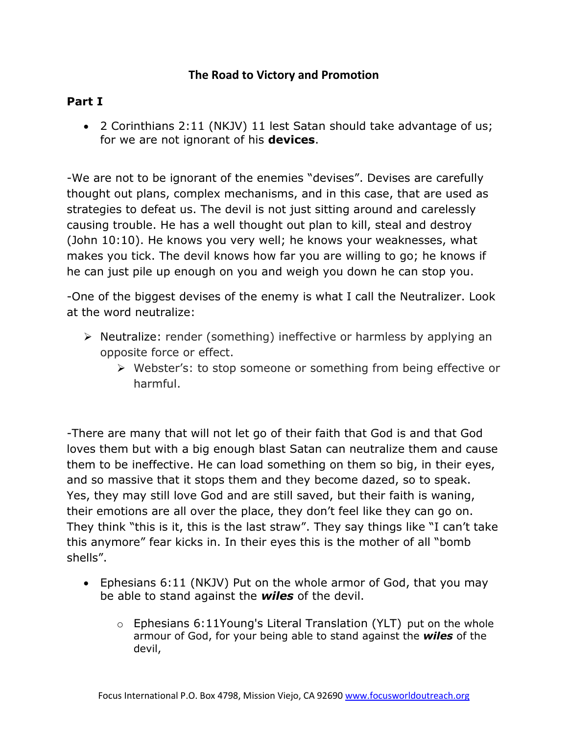# The Road to Victory and Promotion

## Part I

- 2 Corinthians 2:11 (NKJV) 11 lest Satan should take advantage of us; for we are not ignorant of his **devices**.

-We are not to be ignorant of the enemies "devises". Devises are carefully thought out plans, complex mechanisms, and in this case, that are used as strategies to defeat us. The devil is not just sitting around and carelessly causing trouble. He has a well thought out plan to kill, steal and destroy (John 10:10). He knows you very well; he knows your weaknesses, what makes you tick. The devil knows how far you are willing to go; he knows if he can just pile up enough on you and weigh you down he can stop you.

-One of the biggest devises of the enemy is what I call the Neutralizer. Look at the word neutralize:

- Neutralize: render (something) ineffective or harmless by applying an opposite force or effect.
  - Webster's: to stop someone or something from being effective or harmful.

-There are many that will not let go of their faith that God is and that God loves them but with a big enough blast Satan can neutralize them and cause them to be ineffective. He can load something on them so big, in their eyes, and so massive that it stops them and they become dazed, so to speak. Yes, they may still love God and are still saved, but their faith is waning, their emotions are all over the place, they don't feel like they can go on. They think "this is it, this is the last straw". They say things like "I can't take this anymore" fear kicks in. In their eyes this is the mother of all "bomb shells".

- Ephesians 6:11 (NKJV) Put on the whole armor of God, that you may be able to stand against the ***wiles*** of the devil.
  - Ephesians 6:11Young's Literal Translation (YLT) put on the whole armour of God, for your being able to stand against the ***wiles*** of the devil,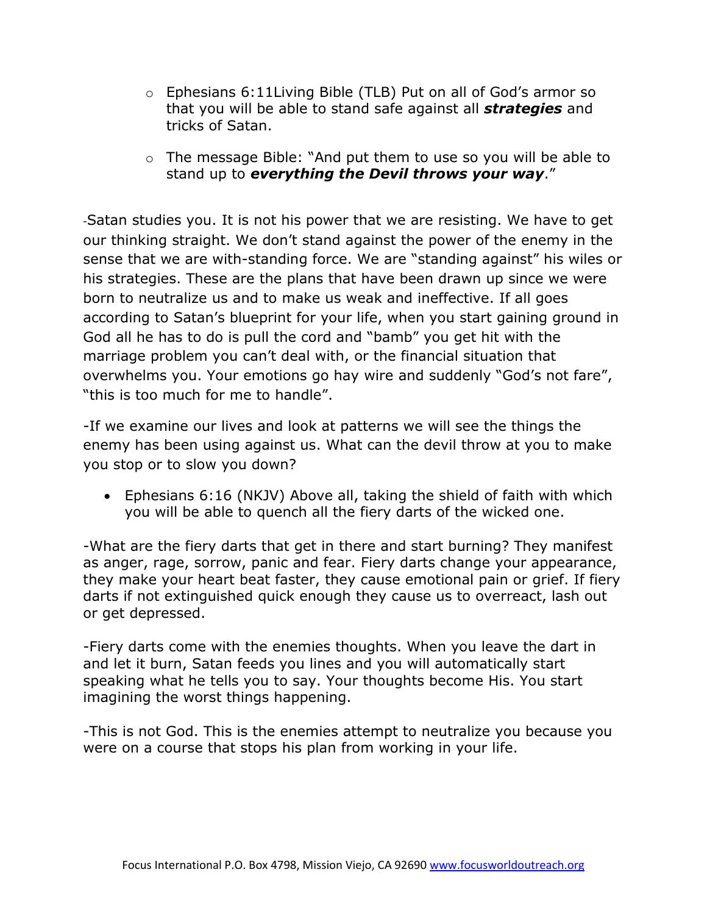- Ephesians 6:11Living Bible (TLB) Put on all of God's armor so that you will be able to stand safe against all ***strategies*** and tricks of Satan.

- The message Bible: "And put them to use so you will be able to stand up to ***everything the Devil throws your way***."

-Satan studies you. It is not his power that we are resisting. We have to get our thinking straight. We don't stand against the power of the enemy in the sense that we are with-standing force. We are "standing against" his wiles or his strategies. These are the plans that have been drawn up since we were born to neutralize us and to make us weak and ineffective. If all goes according to Satan's blueprint for your life, when you start gaining ground in God all he has to do is pull the cord and "bamb" you get hit with the marriage problem you can't deal with, or the financial situation that overwhelms you. Your emotions go hay wire and suddenly "God's not fare", "this is too much for me to handle".

-If we examine our lives and look at patterns we will see the things the enemy has been using against us. What can the devil throw at you to make you stop or to slow you down?

- Ephesians 6:16 (NKJV) Above all, taking the shield of faith with which you will be able to quench all the fiery darts of the wicked one.

-What are the fiery darts that get in there and start burning? They manifest as anger, rage, sorrow, panic and fear. Fiery darts change your appearance, they make your heart beat faster, they cause emotional pain or grief. If fiery darts if not extinguished quick enough they cause us to overreact, lash out or get depressed.

-Fiery darts come with the enemies thoughts. When you leave the dart in and let it burn, Satan feeds you lines and you will automatically start speaking what he tells you to say. Your thoughts become His. You start imagining the worst things happening.

-This is not God. This is the enemies attempt to neutralize you because you were on a course that stops his plan from working in your life.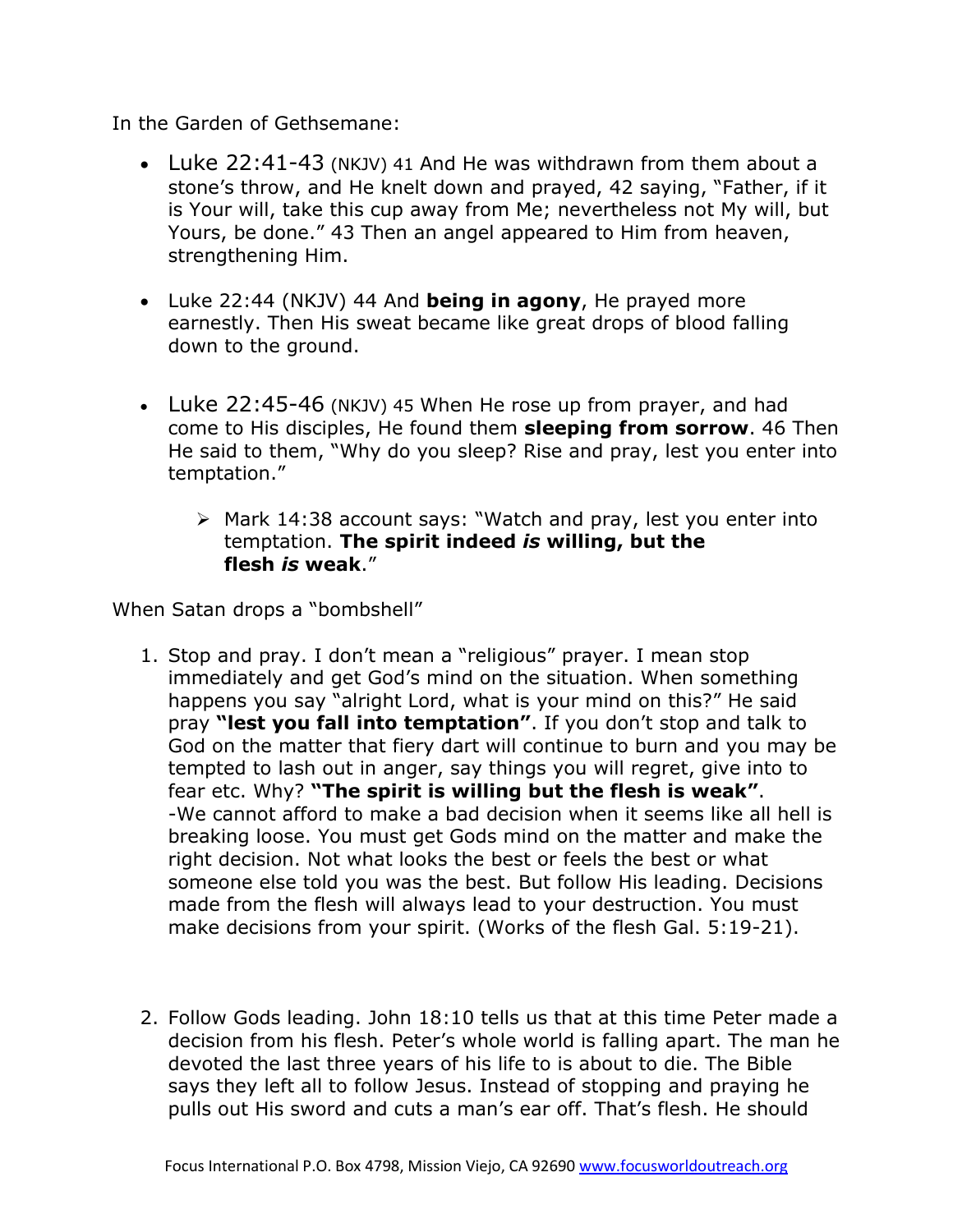In the Garden of Gethsemane:

- Luke 22:41-43 (NKJV) 41 And He was withdrawn from them about a stone's throw, and He knelt down and prayed, 42 saying, "Father, if it is Your will, take this cup away from Me; nevertheless not My will, but Yours, be done." 43 Then an angel appeared to Him from heaven, strengthening Him.

- Luke 22:44 (NKJV) 44 And **being in agony**, He prayed more earnestly. Then His sweat became like great drops of blood falling down to the ground.

- Luke 22:45-46 (NKJV) 45 When He rose up from prayer, and had come to His disciples, He found them **sleeping from sorrow**. 46 Then He said to them, "Why do you sleep? Rise and pray, lest you enter into temptation."

  - Mark 14:38 account says: "Watch and pray, lest you enter into temptation. **The spirit indeed *is* willing, but the flesh *is* weak**."

When Satan drops a "bombshell"

1. Stop and pray. I don't mean a "religious" prayer. I mean stop immediately and get God's mind on the situation. When something happens you say "alright Lord, what is your mind on this?" He said pray **"lest you fall into temptation"**. If you don't stop and talk to God on the matter that fiery dart will continue to burn and you may be tempted to lash out in anger, say things you will regret, give into to fear etc. Why? **"The spirit is willing but the flesh is weak"**.
   -We cannot afford to make a bad decision when it seems like all hell is breaking loose. You must get Gods mind on the matter and make the right decision. Not what looks the best or feels the best or what someone else told you was the best. But follow His leading. Decisions made from the flesh will always lead to your destruction. You must make decisions from your spirit. (Works of the flesh Gal. 5:19-21).

2. Follow Gods leading. John 18:10 tells us that at this time Peter made a decision from his flesh. Peter's whole world is falling apart. The man he devoted the last three years of his life to is about to die. The Bible says they left all to follow Jesus. Instead of stopping and praying he pulls out His sword and cuts a man's ear off. That's flesh. He should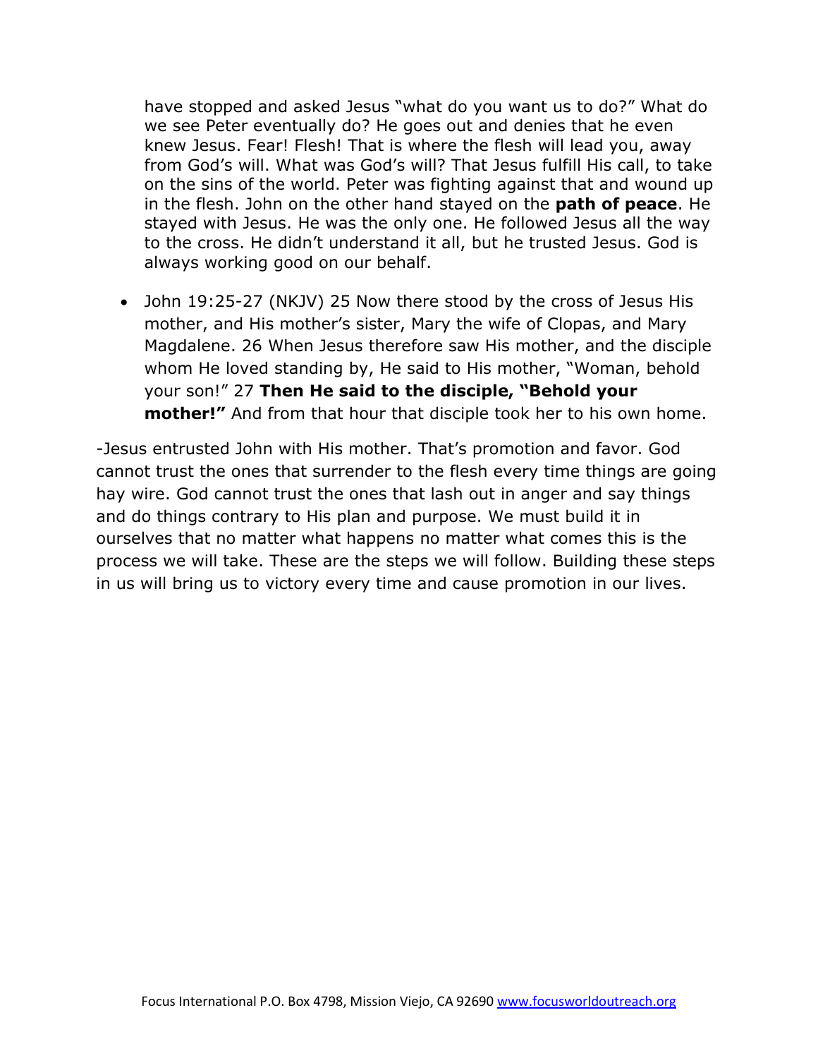have stopped and asked Jesus "what do you want us to do?" What do we see Peter eventually do? He goes out and denies that he even knew Jesus. Fear! Flesh! That is where the flesh will lead you, away from God's will. What was God's will? That Jesus fulfill His call, to take on the sins of the world. Peter was fighting against that and wound up in the flesh. John on the other hand stayed on the **path of peace**. He stayed with Jesus. He was the only one. He followed Jesus all the way to the cross. He didn't understand it all, but he trusted Jesus. God is always working good on our behalf.

- John 19:25-27 (NKJV) 25 Now there stood by the cross of Jesus His mother, and His mother's sister, Mary the wife of Clopas, and Mary Magdalene. 26 When Jesus therefore saw His mother, and the disciple whom He loved standing by, He said to His mother, "Woman, behold your son!" 27 **Then He said to the disciple, "Behold your mother!"** And from that hour that disciple took her to his own home.

-Jesus entrusted John with His mother. That's promotion and favor. God cannot trust the ones that surrender to the flesh every time things are going hay wire. God cannot trust the ones that lash out in anger and say things and do things contrary to His plan and purpose. We must build it in ourselves that no matter what happens no matter what comes this is the process we will take. These are the steps we will follow. Building these steps in us will bring us to victory every time and cause promotion in our lives.